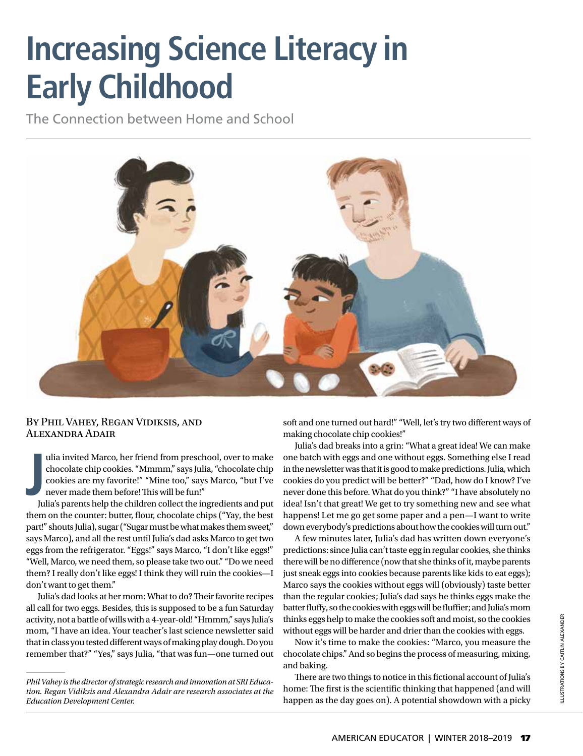# Increasing Science Literacy in Early Childhood

## The Connection between Home and School

By Phil Vahey, Regan Vidiksis, and Alexandra Adair

Julia invited Marco, her friend from preschool, over to make chocolate chip cookies. "Mmmm," says Julia, "chocolate chip cookies are my favorite!" "Mine too," says Marco, "but I've never made them before! This will be fun!"

Julia's parents help the children collect the ingredients and put them on the counter: butter, flour, chocolate chips ("Yay, the best part!" shouts Julia), sugar ("Sugar must be what makes them sweet," says Marco), and all the rest until Julia's dad asks Marco to get two eggs from the refrigerator. "Eggs!" says Marco, "I don't like eggs!" "Well, Marco, we need them, so please take two out." "Do we need them? I really don't like eggs! I think they will ruin the cookies—I don't want to get them."

Julia's dad looks at her mom: What to do? Their favorite recipes all call for two eggs. Besides, this is supposed to be a fun Saturday activity, not a battle of wills with a 4-year-old! "Hmmm," says Julia's mom, "I have an idea. Your teacher's last science newsletter said that in class you tested different ways of making play dough. Do you remember that?" "Yes," says Julia, "that was fun—one turned out soft and one turned out hard!" "Well, let's try two different ways of making chocolate chip cookies!"

Julia's dad breaks into a grin: "What a great idea! We can make one batch with eggs and one without eggs. Something else I read in the newsletter was that it is good to make predictions. Julia, which cookies do you predict will be better?" "Dad, how do I know? I've never done this before. What do you think?" "I have absolutely no idea! Isn't that great! We get to try something new and see what happens! Let me go get some paper and a pen—I want to write down everybody's predictions about how the cookies will turn out."

A few minutes later, Julia's dad has written down everyone's predictions: since Julia can't taste egg in regular cookies, she thinks there will be no difference (now that she thinks of it, maybe parents just sneak eggs into cookies because parents like kids to eat eggs); Marco says the cookies without eggs will (obviously) taste better than the regular cookies; Julia's dad says he thinks eggs make the batter fluffy, so the cookies with eggs will be fluffier; and Julia's mom thinks eggs help to make the cookies soft and moist, so the cookies without eggs will be harder and drier than the cookies with eggs.

Now it's time to make the cookies: "Marco, you measure the chocolate chips." And so begins the process of measuring, mixing, and baking.

There are two things to notice in this fictional account of Julia's home: The first is the scientific thinking that happened (and will happen as the day goes on). A potential showdown with a picky

*Phil Vahey is the director of strategic research and innovation at SRI Education. Regan Vidiksis and Alexandra Adair are research associates at the Education Development Center.*

ILLUSTRATIONS BY CAITLIN ALEXANDER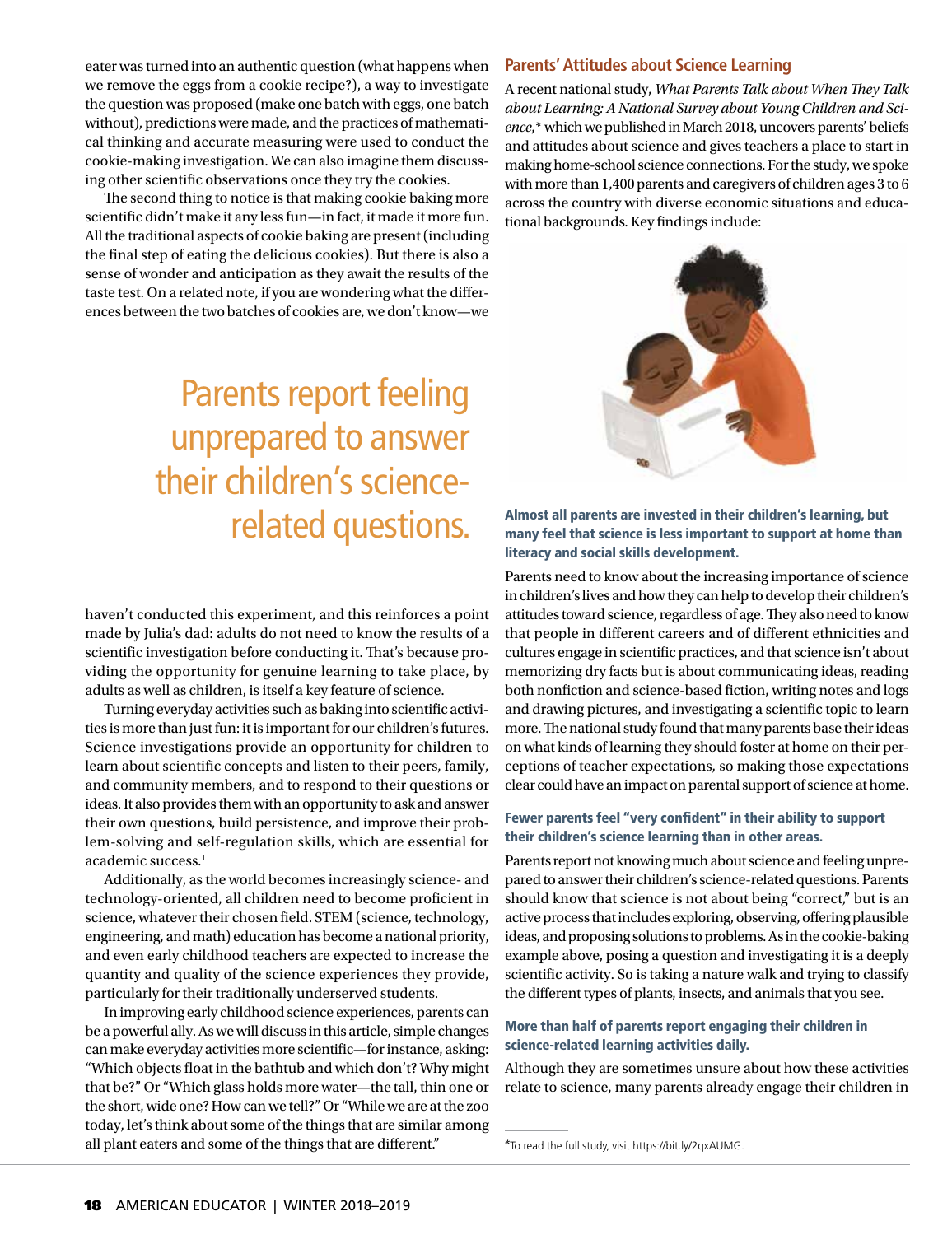eater was turned into an authentic question (what happens when we remove the eggs from a cookie recipe?), a way to investigate the question was proposed (make one batch with eggs, one batch without), predictions were made, and the practices of mathematical thinking and accurate measuring were used to conduct the cookie-making investigation. We can also imagine them discussing other scientific observations once they try the cookies.

The second thing to notice is that making cookie baking more scientific didn't make it any less fun—in fact, it made it more fun. All the traditional aspects of cookie baking are present (including the final step of eating the delicious cookies). But there is also a sense of wonder and anticipation as they await the results of the taste test. On a related note, if you are wondering what the differences between the two batches of cookies are, we don't know—we haven't conducted this experiment, and this reinforces a point made by Julia's dad: adults do not need to know the results of a scientific investigation before conducting it. That's because providing the opportunity for genuine learning to take place, by adults as well as children, is itself a key feature of science.

> Parents report feeling unprepared to answer their children's science-related questions.

Turning everyday activities such as baking into scientific activities is more than just fun: it is important for our children's futures. Science investigations provide an opportunity for children to learn about scientific concepts and listen to their peers, family, and community members, and to respond to their questions or ideas. It also provides them with an opportunity to ask and answer their own questions, build persistence, and improve their problem-solving and self-regulation skills, which are essential for academic success.[1]

Additionally, as the world becomes increasingly science- and technology-oriented, all children need to become proficient in science, whatever their chosen field. STEM (science, technology, engineering, and math) education has become a national priority, and even early childhood teachers are expected to increase the quantity and quality of the science experiences they provide, particularly for their traditionally underserved students.

In improving early childhood science experiences, parents can be a powerful ally. As we will discuss in this article, simple changes can make everyday activities more scientific—for instance, asking: "Which objects float in the bathtub and which don't? Why might that be?" Or "Which glass holds more water—the tall, thin one or the short, wide one? How can we tell?" Or "While we are at the zoo today, let's think about some of the things that are similar among all plant eaters and some of the things that are different."

## Parents' Attitudes about Science Learning

A recent national study, *What Parents Talk about When They Talk about Learning: A National Survey about Young Children and Science*,* which we published in March 2018, uncovers parents' beliefs and attitudes about science and gives teachers a place to start in making home-school science connections. For the study, we spoke with more than 1,400 parents and caregivers of children ages 3 to 6 across the country with diverse economic situations and educational backgrounds. Key findings include:

### Almost all parents are invested in their children's learning, but many feel that science is less important to support at home than literacy and social skills development.

Parents need to know about the increasing importance of science in children's lives and how they can help to develop their children's attitudes toward science, regardless of age. They also need to know that people in different careers and of different ethnicities and cultures engage in scientific practices, and that science isn't about memorizing dry facts but is about communicating ideas, reading both nonfiction and science-based fiction, writing notes and logs and drawing pictures, and investigating a scientific topic to learn more. The national study found that many parents base their ideas on what kinds of learning they should foster at home on their perceptions of teacher expectations, so making those expectations clear could have an impact on parental support of science at home.

### Fewer parents feel "very confident" in their ability to support their children's science learning than in other areas.

Parents report not knowing much about science and feeling unprepared to answer their children's science-related questions. Parents should know that science is not about being "correct," but is an active process that includes exploring, observing, offering plausible ideas, and proposing solutions to problems. As in the cookie-baking example above, posing a question and investigating it is a deeply scientific activity. So is taking a nature walk and trying to classify the different types of plants, insects, and animals that you see.

### More than half of parents report engaging their children in science-related learning activities daily.

Although they are sometimes unsure about how these activities relate to science, many parents already engage their children in

---

*To read the full study, visit https://bit.ly/2qxAUMG.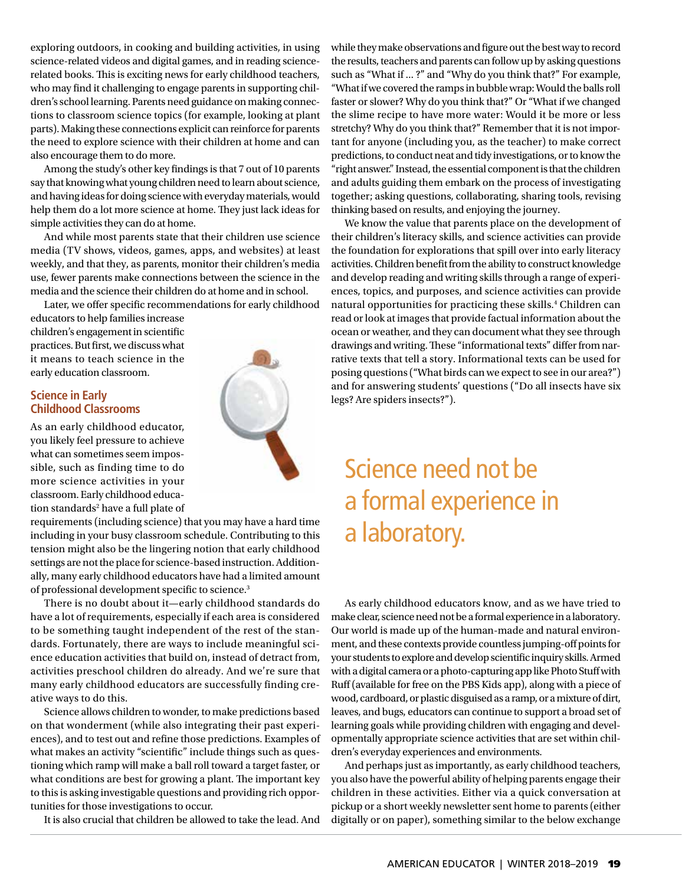exploring outdoors, in cooking and building activities, in using science-related videos and digital games, and in reading science-related books. This is exciting news for early childhood teachers, who may find it challenging to engage parents in supporting children's school learning. Parents need guidance on making connections to classroom science topics (for example, looking at plant parts). Making these connections explicit can reinforce for parents the need to explore science with their children at home and can also encourage them to do more.

Among the study's other key findings is that 7 out of 10 parents say that knowing what young children need to learn about science, and having ideas for doing science with everyday materials, would help them do a lot more science at home. They just lack ideas for simple activities they can do at home.

And while most parents state that their children use science media (TV shows, videos, games, apps, and websites) at least weekly, and that they, as parents, monitor their children's media use, fewer parents make connections between the science in the media and the science their children do at home and in school.

Later, we offer specific recommendations for early childhood educators to help families increase children's engagement in scientific practices. But first, we discuss what it means to teach science in the early education classroom.

## Science in Early Childhood Classrooms

As an early childhood educator, you likely feel pressure to achieve what can sometimes seem impossible, such as finding time to do more science activities in your classroom. Early childhood education standards[2] have a full plate of requirements (including science) that you may have a hard time including in your busy classroom schedule. Contributing to this tension might also be the lingering notion that early childhood settings are not the place for science-based instruction. Additionally, many early childhood educators have had a limited amount of professional development specific to science.[3]

There is no doubt about it—early childhood standards do have a lot of requirements, especially if each area is considered to be something taught independent of the rest of the standards. Fortunately, there are ways to include meaningful science education activities that build on, instead of detract from, activities preschool children do already. And we're sure that many early childhood educators are successfully finding creative ways to do this.

Science allows children to wonder, to make predictions based on that wonderment (while also integrating their past experiences), and to test out and refine those predictions. Examples of what makes an activity "scientific" include things such as questioning which ramp will make a ball roll toward a target faster, or what conditions are best for growing a plant. The important key to this is asking investigable questions and providing rich opportunities for those investigations to occur.

It is also crucial that children be allowed to take the lead. And while they make observations and figure out the best way to record the results, teachers and parents can follow up by asking questions such as "What if ... ?" and "Why do you think that?" For example, "What if we covered the ramps in bubble wrap: Would the balls roll faster or slower? Why do you think that?" Or "What if we changed the slime recipe to have more water: Would it be more or less stretchy? Why do you think that?" Remember that it is not important for anyone (including you, as the teacher) to make correct predictions, to conduct neat and tidy investigations, or to know the "right answer." Instead, the essential component is that the children and adults guiding them embark on the process of investigating together; asking questions, collaborating, sharing tools, revising thinking based on results, and enjoying the journey.

We know the value that parents place on the development of their children's literacy skills, and science activities can provide the foundation for explorations that spill over into early literacy activities. Children benefit from the ability to construct knowledge and develop reading and writing skills through a range of experiences, topics, and purposes, and science activities can provide natural opportunities for practicing these skills.[4] Children can read or look at images that provide factual information about the ocean or weather, and they can document what they see through drawings and writing. These "informational texts" differ from narrative texts that tell a story. Informational texts can be used for posing questions ("What birds can we expect to see in our area?") and for answering students' questions ("Do all insects have six legs? Are spiders insects?").

> Science need not be a formal experience in a laboratory.

As early childhood educators know, and as we have tried to make clear, science need not be a formal experience in a laboratory. Our world is made up of the human-made and natural environment, and these contexts provide countless jumping-off points for your students to explore and develop scientific inquiry skills. Armed with a digital camera or a photo-capturing app like Photo Stuff with Ruff (available for free on the PBS Kids app), along with a piece of wood, cardboard, or plastic disguised as a ramp, or a mixture of dirt, leaves, and bugs, educators can continue to support a broad set of learning goals while providing children with engaging and developmentally appropriate science activities that are set within children's everyday experiences and environments.

And perhaps just as importantly, as early childhood teachers, you also have the powerful ability of helping parents engage their children in these activities. Either via a quick conversation at pickup or a short weekly newsletter sent home to parents (either digitally or on paper), something similar to the below exchange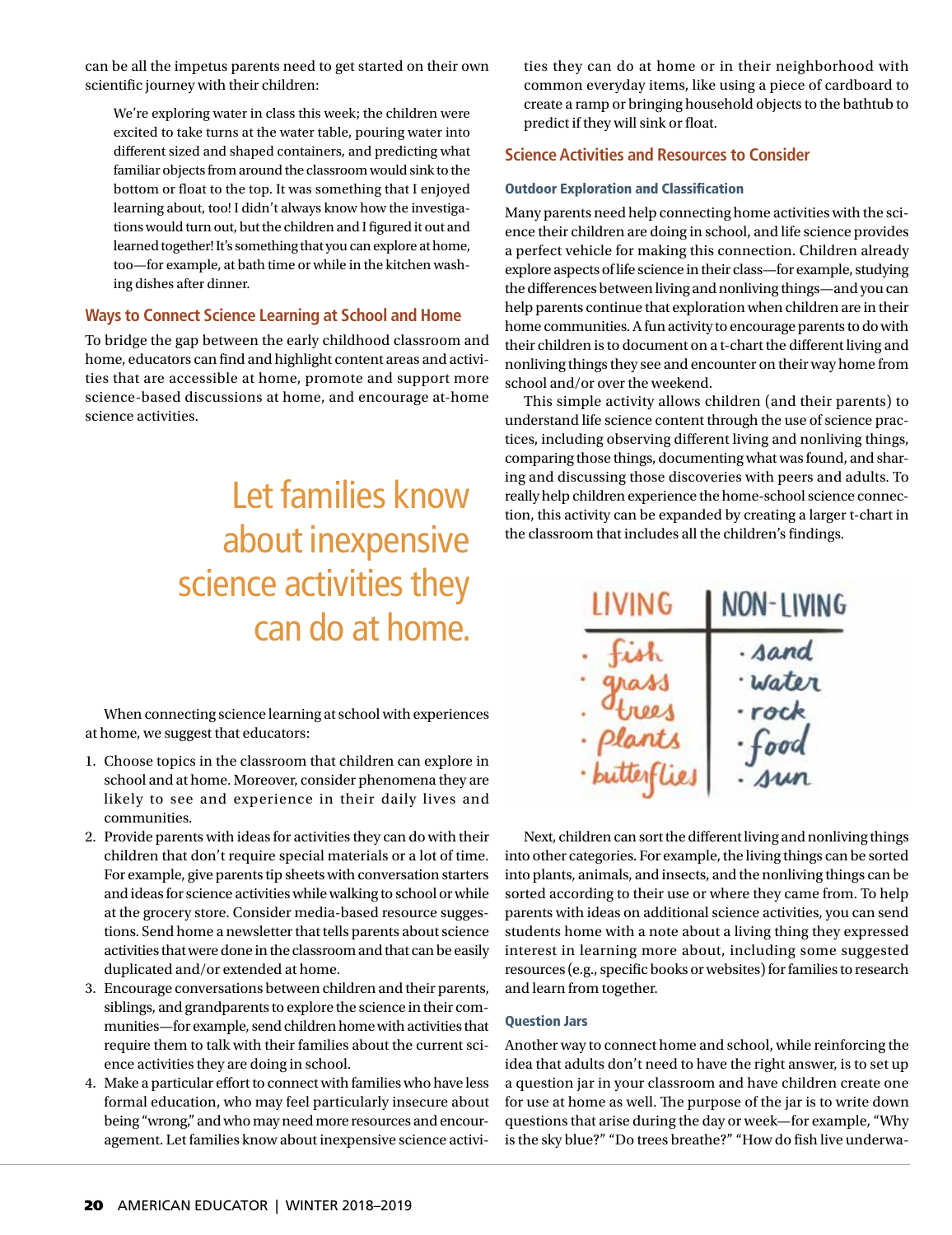can be all the impetus parents need to get started on their own scientific journey with their children:

> We're exploring water in class this week; the children were excited to take turns at the water table, pouring water into different sized and shaped containers, and predicting what familiar objects from around the classroom would sink to the bottom or float to the top. It was something that I enjoyed learning about, too! I didn't always know how the investigations would turn out, but the children and I figured it out and learned together! It's something that you can explore at home, too—for example, at bath time or while in the kitchen washing dishes after dinner.

### Ways to Connect Science Learning at School and Home

To bridge the gap between the early childhood classroom and home, educators can find and highlight content areas and activities that are accessible at home, promote and support more science-based discussions at home, and encourage at-home science activities.

> Let families know about inexpensive science activities they can do at home.

When connecting science learning at school with experiences at home, we suggest that educators:

1. Choose topics in the classroom that children can explore in school and at home. Moreover, consider phenomena they are likely to see and experience in their daily lives and communities.
2. Provide parents with ideas for activities they can do with their children that don't require special materials or a lot of time. For example, give parents tip sheets with conversation starters and ideas for science activities while walking to school or while at the grocery store. Consider media-based resource suggestions. Send home a newsletter that tells parents about science activities that were done in the classroom and that can be easily duplicated and/or extended at home.
3. Encourage conversations between children and their parents, siblings, and grandparents to explore the science in their communities—for example, send children home with activities that require them to talk with their families about the current science activities they are doing in school.
4. Make a particular effort to connect with families who have less formal education, who may feel particularly insecure about being "wrong," and who may need more resources and encouragement. Let families know about inexpensive science activities they can do at home or in their neighborhood with common everyday items, like using a piece of cardboard to create a ramp or bringing household objects to the bathtub to predict if they will sink or float.

### Science Activities and Resources to Consider

#### Outdoor Exploration and Classification

Many parents need help connecting home activities with the science their children are doing in school, and life science provides a perfect vehicle for making this connection. Children already explore aspects of life science in their class—for example, studying the differences between living and nonliving things—and you can help parents continue that exploration when children are in their home communities. A fun activity to encourage parents to do with their children is to document on a t-chart the different living and nonliving things they see and encounter on their way home from school and/or over the weekend.

This simple activity allows children (and their parents) to understand life science content through the use of science practices, including observing different living and nonliving things, comparing those things, documenting what was found, and sharing and discussing those discoveries with peers and adults. To really help children experience the home-school science connection, this activity can be expanded by creating a larger t-chart in the classroom that includes all the children's findings.

| LIVING | NON-LIVING |
|---|---|
| · fish | · sand |
| · grass | · water |
| · trees | · rock |
| · plants | · food |
| · butterflies | · sun |

Next, children can sort the different living and nonliving things into other categories. For example, the living things can be sorted into plants, animals, and insects, and the nonliving things can be sorted according to their use or where they came from. To help parents with ideas on additional science activities, you can send students home with a note about a living thing they expressed interest in learning more about, including some suggested resources (e.g., specific books or websites) for families to research and learn from together.

#### Question Jars

Another way to connect home and school, while reinforcing the idea that adults don't need to have the right answer, is to set up a question jar in your classroom and have children create one for use at home as well. The purpose of the jar is to write down questions that arise during the day or week—for example, "Why is the sky blue?" "Do trees breathe?" "How do fish live underwa-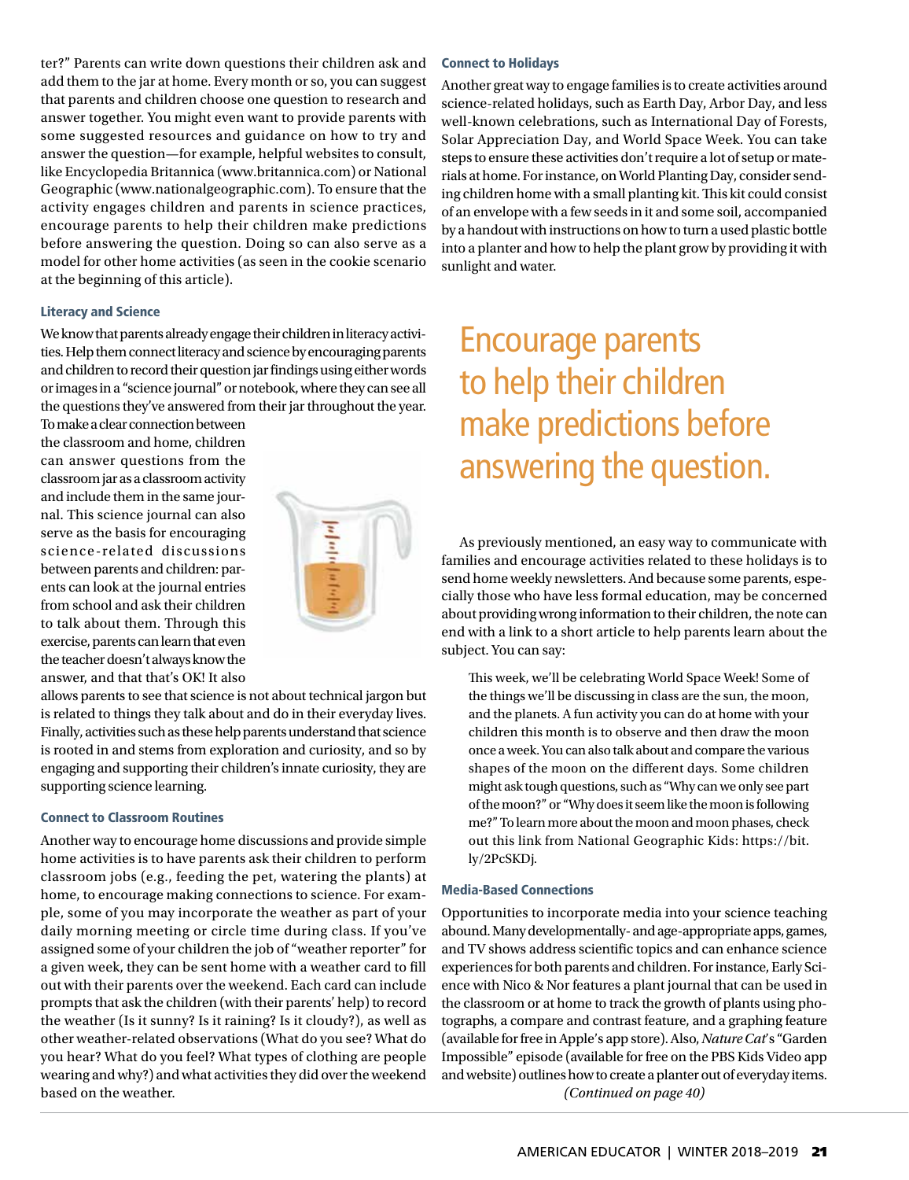ter?" Parents can write down questions their children ask and add them to the jar at home. Every month or so, you can suggest that parents and children choose one question to research and answer together. You might even want to provide parents with some suggested resources and guidance on how to try and answer the question—for example, helpful websites to consult, like Encyclopedia Britannica (www.britannica.com) or National Geographic (www.nationalgeographic.com). To ensure that the activity engages children and parents in science practices, encourage parents to help their children make predictions before answering the question. Doing so can also serve as a model for other home activities (as seen in the cookie scenario at the beginning of this article).

### Literacy and Science

We know that parents already engage their children in literacy activities. Help them connect literacy and science by encouraging parents and children to record their question jar findings using either words or images in a "science journal" or notebook, where they can see all the questions they've answered from their jar throughout the year. To make a clear connection between the classroom and home, children can answer questions from the classroom jar as a classroom activity and include them in the same journal. This science journal can also serve as the basis for encouraging science-related discussions between parents and children: parents can look at the journal entries from school and ask their children to talk about them. Through this exercise, parents can learn that even the teacher doesn't always know the answer, and that that's OK! It also allows parents to see that science is not about technical jargon but is related to things they talk about and do in their everyday lives. Finally, activities such as these help parents understand that science is rooted in and stems from exploration and curiosity, and so by engaging and supporting their children's innate curiosity, they are supporting science learning.

### Connect to Classroom Routines

Another way to encourage home discussions and provide simple home activities is to have parents ask their children to perform classroom jobs (e.g., feeding the pet, watering the plants) at home, to encourage making connections to science. For example, some of you may incorporate the weather as part of your daily morning meeting or circle time during class. If you've assigned some of your children the job of "weather reporter" for a given week, they can be sent home with a weather card to fill out with their parents over the weekend. Each card can include prompts that ask the children (with their parents' help) to record the weather (Is it sunny? Is it raining? Is it cloudy?), as well as other weather-related observations (What do you see? What do you hear? What do you feel? What types of clothing are people wearing and why?) and what activities they did over the weekend based on the weather.

### Connect to Holidays

Another great way to engage families is to create activities around science-related holidays, such as Earth Day, Arbor Day, and less well-known celebrations, such as International Day of Forests, Solar Appreciation Day, and World Space Week. You can take steps to ensure these activities don't require a lot of setup or materials at home. For instance, on World Planting Day, consider sending children home with a small planting kit. This kit could consist of an envelope with a few seeds in it and some soil, accompanied by a handout with instructions on how to turn a used plastic bottle into a planter and how to help the plant grow by providing it with sunlight and water.

> Encourage parents to help their children make predictions before answering the question.

As previously mentioned, an easy way to communicate with families and encourage activities related to these holidays is to send home weekly newsletters. And because some parents, especially those who have less formal education, may be concerned about providing wrong information to their children, the note can end with a link to a short article to help parents learn about the subject. You can say:

> This week, we'll be celebrating World Space Week! Some of the things we'll be discussing in class are the sun, the moon, and the planets. A fun activity you can do at home with your children this month is to observe and then draw the moon once a week. You can also talk about and compare the various shapes of the moon on the different days. Some children might ask tough questions, such as "Why can we only see part of the moon?" or "Why does it seem like the moon is following me?" To learn more about the moon and moon phases, check out this link from National Geographic Kids: https://bit.ly/2PcSKDj.

### Media-Based Connections

Opportunities to incorporate media into your science teaching abound. Many developmentally- and age-appropriate apps, games, and TV shows address scientific topics and can enhance science experiences for both parents and children. For instance, Early Science with Nico & Nor features a plant journal that can be used in the classroom or at home to track the growth of plants using photographs, a compare and contrast feature, and a graphing feature (available for free in Apple's app store). Also, *Nature Cat*'s "Garden Impossible" episode (available for free on the PBS Kids Video app and website) outlines how to create a planter out of everyday items.

*(Continued on page 40)*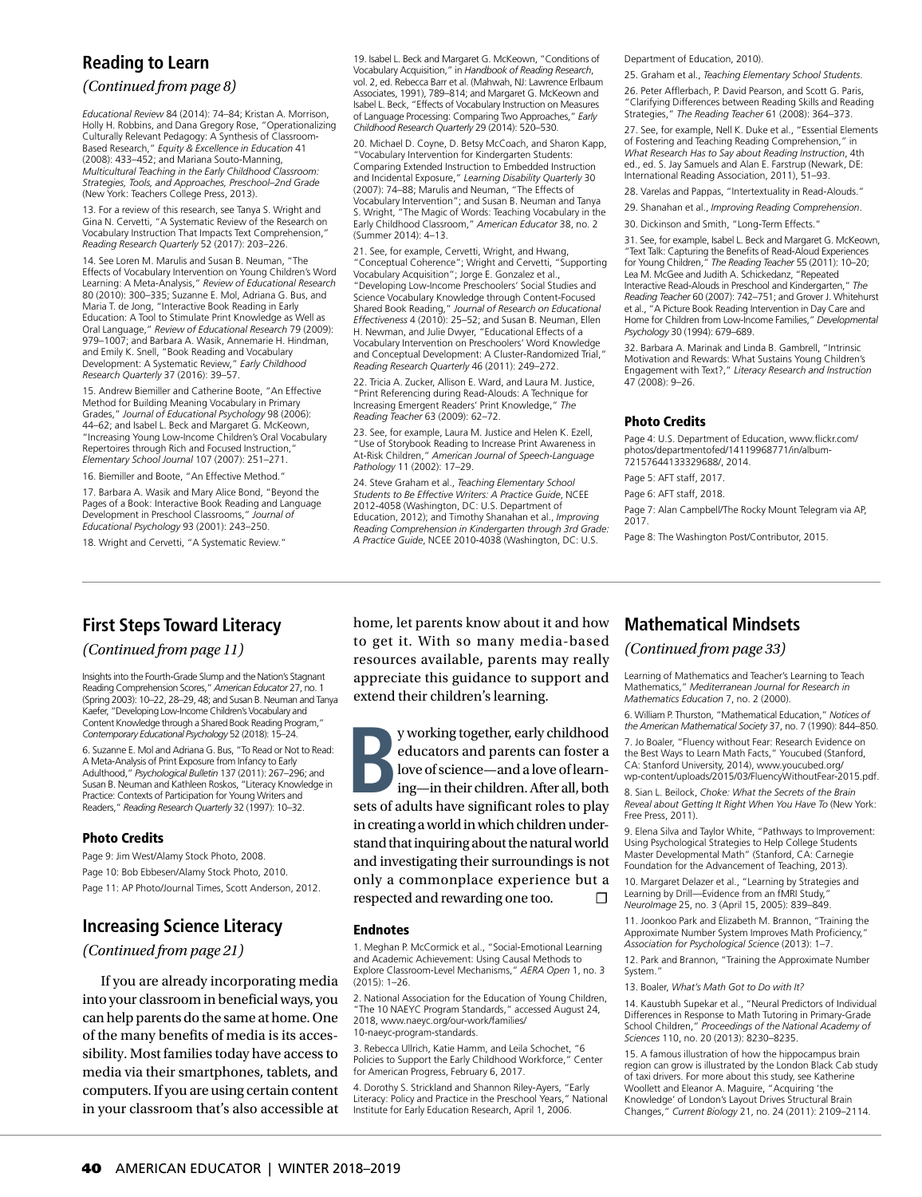## Reading to Learn

*(Continued from page 8)*

*Educational Review* 84 (2014): 74–84; Kristan A. Morrison, Holly H. Robbins, and Dana Gregory Rose, "Operationalizing Culturally Relevant Pedagogy: A Synthesis of Classroom-Based Research," *Equity & Excellence in Education* 41 (2008): 433–452; and Mariana Souto-Manning, *Multicultural Teaching in the Early Childhood Classroom: Strategies, Tools, and Approaches, Preschool–2nd Grade* (New York: Teachers College Press, 2013).

13. For a review of this research, see Tanya S. Wright and Gina N. Cervetti, "A Systematic Review of the Research on Vocabulary Instruction That Impacts Text Comprehension," *Reading Research Quarterly* 52 (2017): 203–226.

14. See Loren M. Marulis and Susan B. Neuman, "The Effects of Vocabulary Intervention on Young Children's Word Learning: A Meta-Analysis," *Review of Educational Research* 80 (2010): 300–335; Suzanne E. Mol, Adriana G. Bus, and Maria T. de Jong, "Interactive Book Reading in Early Education: A Tool to Stimulate Print Knowledge as Well as Oral Language," *Review of Educational Research* 79 (2009): 979–1007; and Barbara A. Wasik, Annemarie H. Hindman, and Emily K. Snell, "Book Reading and Vocabulary Development: A Systematic Review," *Early Childhood Research Quarterly* 37 (2016): 39–57.

15. Andrew Biemiller and Catherine Boote, "An Effective Method for Building Meaning Vocabulary in Primary Grades," *Journal of Educational Psychology* 98 (2006): 44–62; and Isabel L. Beck and Margaret G. McKeown, "Increasing Young Low-Income Children's Oral Vocabulary Repertoires through Rich and Focused Instruction," *Elementary School Journal* 107 (2007): 251–271.

16. Biemiller and Boote, "An Effective Method."

17. Barbara A. Wasik and Mary Alice Bond, "Beyond the Pages of a Book: Interactive Book Reading and Language Development in Preschool Classrooms," *Journal of Educational Psychology* 93 (2001): 243–250.

18. Wright and Cervetti, "A Systematic Review."

19. Isabel L. Beck and Margaret G. McKeown, "Conditions of Vocabulary Acquisition," in *Handbook of Reading Research*, vol. 2, ed. Rebecca Barr et al. (Mahwah, NJ: Lawrence Erlbaum Associates, 1991), 789–814; and Margaret G. McKeown and Isabel L. Beck, "Effects of Vocabulary Instruction on Measures of Language Processing: Comparing Two Approaches," *Early Childhood Research Quarterly* 29 (2014): 520–530.

20. Michael D. Coyne, D. Betsy McCoach, and Sharon Kapp, "Vocabulary Intervention for Kindergarten Students: Comparing Extended Instruction to Embedded Instruction and Incidental Exposure," *Learning Disability Quarterly* 30 (2007): 74–88; Marulis and Neuman, "The Effects of Vocabulary Intervention"; and Susan B. Neuman and Tanya S. Wright, "The Magic of Words: Teaching Vocabulary in the Early Childhood Classroom," *American Educator* 38, no. 2 (Summer 2014): 4–13.

21. See, for example, Cervetti, Wright, and Hwang, "Conceptual Coherence"; Wright and Cervetti, "Supporting Vocabulary Acquisition"; Jorge E. Gonzalez et al., "Developing Low-Income Preschoolers' Social Studies and Science Vocabulary Knowledge through Content-Focused Shared Book Reading," *Journal of Research on Educational Effectiveness* 4 (2010): 25–52; and Susan B. Neuman, Ellen H. Newman, and Julie Dwyer, "Educational Effects of a Vocabulary Intervention on Preschoolers' Word Knowledge and Conceptual Development: A Cluster-Randomized Trial," *Reading Research Quarterly* 46 (2011): 249–272.

22. Tricia A. Zucker, Allison E. Ward, and Laura M. Justice, "Print Referencing during Read-Alouds: A Technique for Increasing Emergent Readers' Print Knowledge," *The Reading Teacher* 63 (2009): 62–72.

23. See, for example, Laura M. Justice and Helen K. Ezell, "Use of Storybook Reading to Increase Print Awareness in At-Risk Children," *American Journal of Speech-Language Pathology* 11 (2002): 17–29.

24. Steve Graham et al., *Teaching Elementary School Students to Be Effective Writers: A Practice Guide*, NCEE 2012-4058 (Washington, DC: U.S. Department of Education, 2012); and Timothy Shanahan et al., *Improving Reading Comprehension in Kindergarten through 3rd Grade: A Practice Guide*, NCEE 2010-4038 (Washington, DC: U.S. Department of Education, 2010).

25. Graham et al., *Teaching Elementary School Students*.

26. Peter Afflerbach, P. David Pearson, and Scott G. Paris, "Clarifying Differences between Reading Skills and Reading Strategies," *The Reading Teacher* 61 (2008): 364–373.

27. See, for example, Nell K. Duke et al., "Essential Elements of Fostering and Teaching Reading Comprehension," in *What Research Has to Say about Reading Instruction*, 4th ed., ed. S. Jay Samuels and Alan E. Farstrup (Newark, DE: International Reading Association, 2011), 51–93.

28. Varelas and Pappas, "Intertextuality in Read-Alouds."

29. Shanahan et al., *Improving Reading Comprehension*.

30. Dickinson and Smith, "Long-Term Effects."

31. See, for example, Isabel L. Beck and Margaret G. McKeown, "Text Talk: Capturing the Benefits of Read-Aloud Experiences for Young Children," *The Reading Teacher* 55 (2001): 10–20; Lea M. McGee and Judith A. Schickedanz, "Repeated Interactive Read-Alouds in Preschool and Kindergarten," *The Reading Teacher* 60 (2007): 742–751; and Grover J. Whitehurst et al., "A Picture Book Reading Intervention in Day Care and Home for Children from Low-Income Families," *Developmental Psychology* 30 (1994): 679–689.

32. Barbara A. Marinak and Linda B. Gambrell, "Intrinsic Motivation and Rewards: What Sustains Young Children's Engagement with Text?," *Literacy Research and Instruction* 47 (2008): 9–26.

### Photo Credits

Page 4: U.S. Department of Education, www.flickr.com/photos/departmentofed/14119968771/in/album-72157644133329688/, 2014.

Page 5: AFT staff, 2017.

Page 6: AFT staff, 2018.

Page 7: Alan Campbell/The Rocky Mount Telegram via AP, 2017.

Page 8: The Washington Post/Contributor, 2015.

## First Steps Toward Literacy

*(Continued from page 11)*

Insights into the Fourth-Grade Slump and the Nation's Stagnant Reading Comprehension Scores," *American Educator* 27, no. 1 (Spring 2003): 10–22, 28–29, 48; and Susan B. Neuman and Tanya Kaefer, "Developing Low-Income Children's Vocabulary and Content Knowledge through a Shared Book Reading Program," *Contemporary Educational Psychology* 52 (2018): 15–24.

6. Suzanne E. Mol and Adriana G. Bus, "To Read or Not to Read: A Meta-Analysis of Print Exposure from Infancy to Early Adulthood," *Psychological Bulletin* 137 (2011): 267–296; and Susan B. Neuman and Kathleen Roskos, "Literacy Knowledge in Practice: Contexts of Participation for Young Writers and Readers," *Reading Research Quarterly* 32 (1997): 10–32.

### Photo Credits

Page 9: Jim West/Alamy Stock Photo, 2008.

Page 10: Bob Ebbesen/Alamy Stock Photo, 2010.

Page 11: AP Photo/Journal Times, Scott Anderson, 2012.

## Increasing Science Literacy

*(Continued from page 21)*

If you are already incorporating media into your classroom in beneficial ways, you can help parents do the same at home. One of the many benefits of media is its accessibility. Most families today have access to media via their smartphones, tablets, and computers. If you are using certain content in your classroom that's also accessible at home, let parents know about it and how to get it. With so many media-based resources available, parents may really appreciate this guidance to support and extend their children's learning.

By working together, early childhood educators and parents can foster a love of science—and a love of learning—in their children. After all, both sets of adults have significant roles to play in creating a world in which children understand that inquiring about the natural world and investigating their surroundings is not only a commonplace experience but a respected and rewarding one too. ☐

### Endnotes

1. Meghan P. McCormick et al., "Social-Emotional Learning and Academic Achievement: Using Causal Methods to Explore Classroom-Level Mechanisms," *AERA Open* 1, no. 3 (2015): 1–26.

2. National Association for the Education of Young Children, "The 10 NAEYC Program Standards," accessed August 24, 2018, www.naeyc.org/our-work/families/10-naeyc-program-standards.

3. Rebecca Ullrich, Katie Hamm, and Leila Schochet, "6 Policies to Support the Early Childhood Workforce," Center for American Progress, February 6, 2017.

4. Dorothy S. Strickland and Shannon Riley-Ayers, "Early Literacy: Policy and Practice in the Preschool Years," National Institute for Early Education Research, April 1, 2006.

## Mathematical Mindsets

*(Continued from page 33)*

Learning of Mathematics and Teacher's Learning to Teach Mathematics," *Mediterranean Journal for Research in Mathematics Education* 7, no. 2 (2000).

6. William P. Thurston, "Mathematical Education," *Notices of the American Mathematical Society* 37, no. 7 (1990): 844–850.

7. Jo Boaler, "Fluency without Fear: Research Evidence on the Best Ways to Learn Math Facts," Youcubed (Stanford, CA: Stanford University, 2014), www.youcubed.org/wp-content/uploads/2015/03/FluencyWithoutFear-2015.pdf.

8. Sian L. Beilock, *Choke: What the Secrets of the Brain Reveal about Getting It Right When You Have To* (New York: Free Press, 2011).

9. Elena Silva and Taylor White, "Pathways to Improvement: Using Psychological Strategies to Help College Students Master Developmental Math" (Stanford, CA: Carnegie Foundation for the Advancement of Teaching, 2013).

10. Margaret Delazer et al., "Learning by Strategies and Learning by Drill—Evidence from an fMRI Study," *NeuroImage* 25, no. 3 (April 15, 2005): 839–849.

11. Joonkoo Park and Elizabeth M. Brannon, "Training the Approximate Number System Improves Math Proficiency," *Association for Psychological Science* (2013): 1–7.

12. Park and Brannon, "Training the Approximate Number System."

13. Boaler, *What's Math Got to Do with It?*

14. Kaustubh Supekar et al., "Neural Predictors of Individual Differences in Response to Math Tutoring in Primary-Grade School Children," *Proceedings of the National Academy of Sciences* 110, no. 20 (2013): 8230–8235.

15. A famous illustration of how the hippocampus brain region can grow is illustrated by the London Black Cab study of taxi drivers. For more about this study, see Katherine Woollett and Eleanor A. Maguire, "Acquiring 'the Knowledge' of London's Layout Drives Structural Brain Changes," *Current Biology* 21, no. 24 (2011): 2109–2114.